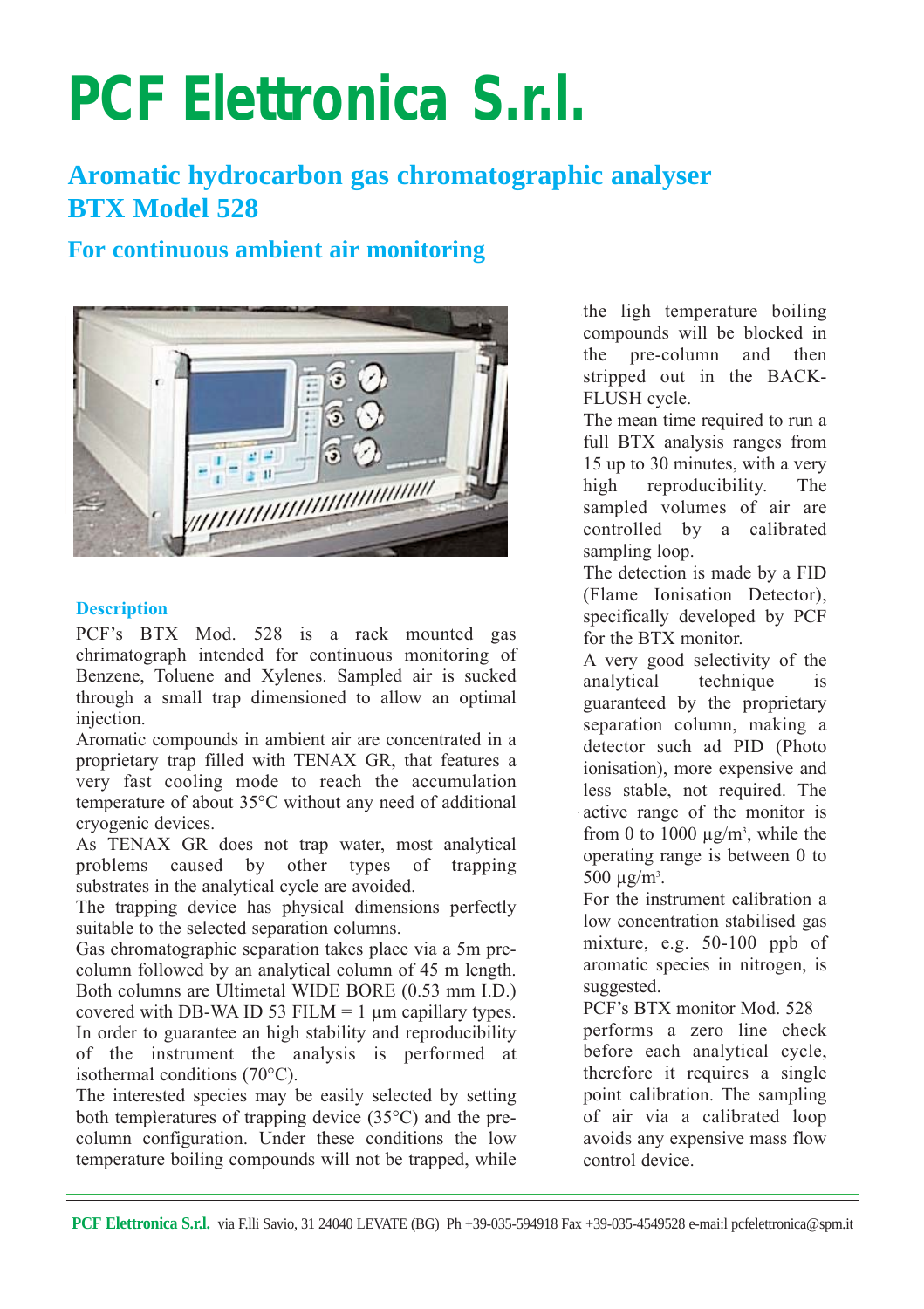# PCF Elettronica S.r.l.

## Aromatic hydrocarbon gas chromatographic analyser BTX Model 528

### For continuous ambient air monitoring

**Description**

PCF's BTX Mod. 528 is a rack mounted gas chrimatograph intended for continuous monitoring of Benzene, Toluene and Xylenes. Sampled air is sucked through a small trap dimensioned to allow an optimal injection.

Aromatic compounds in ambient air are concentrated in a proprietary trap filled with TENAX GR, that features a very fast cooling mode to reach the accumulation temperature of about 35°C without any need of additional cryogenic devices.

As TENAX GR does not trap water, most analytical problems caused by other types of trapping substrates in the analytical cycle are avoided.

The trapping device has physical dimensions perfectly suitable to the selected separation columns.

Gas chromatographic separation takes place via a 5m pre-column followed by an analytical column of 45 m length. Both columns are Ultimetal WIDE BORE (0.53 mm I.D.) covered with DB-WA ID 53 FILM = 1 µm capillary types.

In order to guarantee an high stability and reproducibility of the instrument the analysis is performed at isothermal conditions (70°C).

The interested species may be easily selected by setting both tempieratures of trapping device (35°C) and the pre-column configuration. Under these conditions the low temperature boiling compounds will not be trapped, while the ligh temperature boiling compounds will be blocked in the pre-column and then stripped out in the BACK-FLUSH cycle.

The mean time required to run a full BTX analysis ranges from 15 up to 30 minutes, with a very high reproducibility. The sampled volumes of air are controlled by a calibrated sampling loop.

The detection is made by a FID (Flame Ionisation Detector), specifically developed by PCF for the BTX monitor.

A very good selectivity of the analytical technique is guaranteed by the proprietary separation column, making a detector such ad PID (Photo ionisation), more expensive and less stable, not required. The active range of the monitor is from 0 to 1000 µg/m$^3$, while the operating range is between 0 to 500 µg/m$^3$.

For the instrument calibration a low concentration stabilised gas mixture, e.g. 50-100 ppb of aromatic species in nitrogen, is suggested.

PCF's BTX monitor Mod. 528 performs a zero line check before each analytical cycle, therefore it requires a single point calibration. The sampling of air via a calibrated loop avoids any expensive mass flow control device.

**PCF Elettronica S.r.l.** via F.lli Savio, 31 24040 LEVATE (BG) Ph +39-035-594918 Fax +39-035-4549528 e-mai:l pcfelettronica@spm.it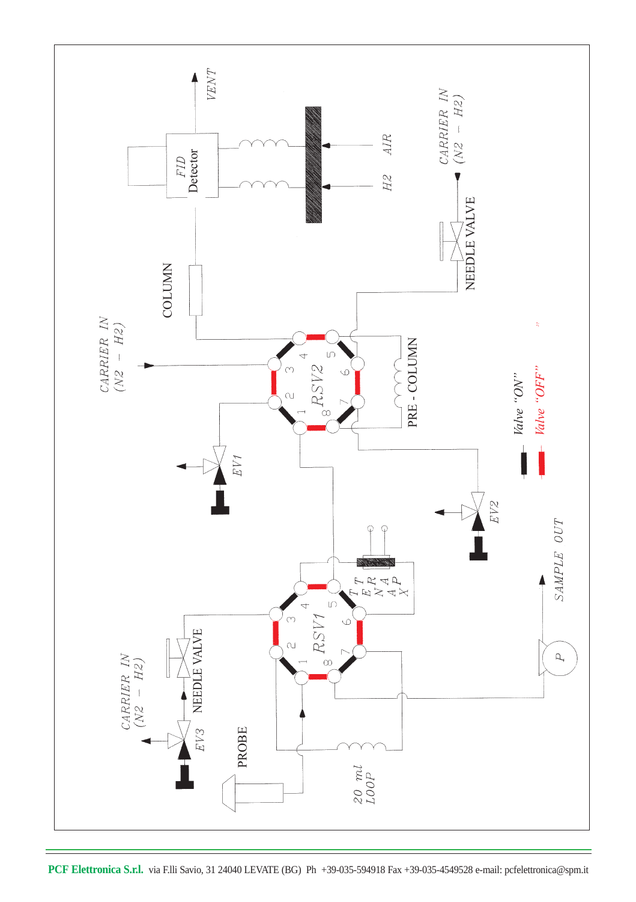VENT

FID Detector

AIR

H2

CARRIER IN (N2 – H2)

NEEDLE VALVE

COLUMN

CARRIER IN (N2 – H2)

RSV2

PRE - COLUMN

EV1

EV2

Valve "ON"

Valve "OFF"

TENAX TRAP

RSV1

SAMPLE OUT

P

CARRIER IN (N2 – H2)

NEEDLE VALVE

EV3

PROBE

20 ml LOOP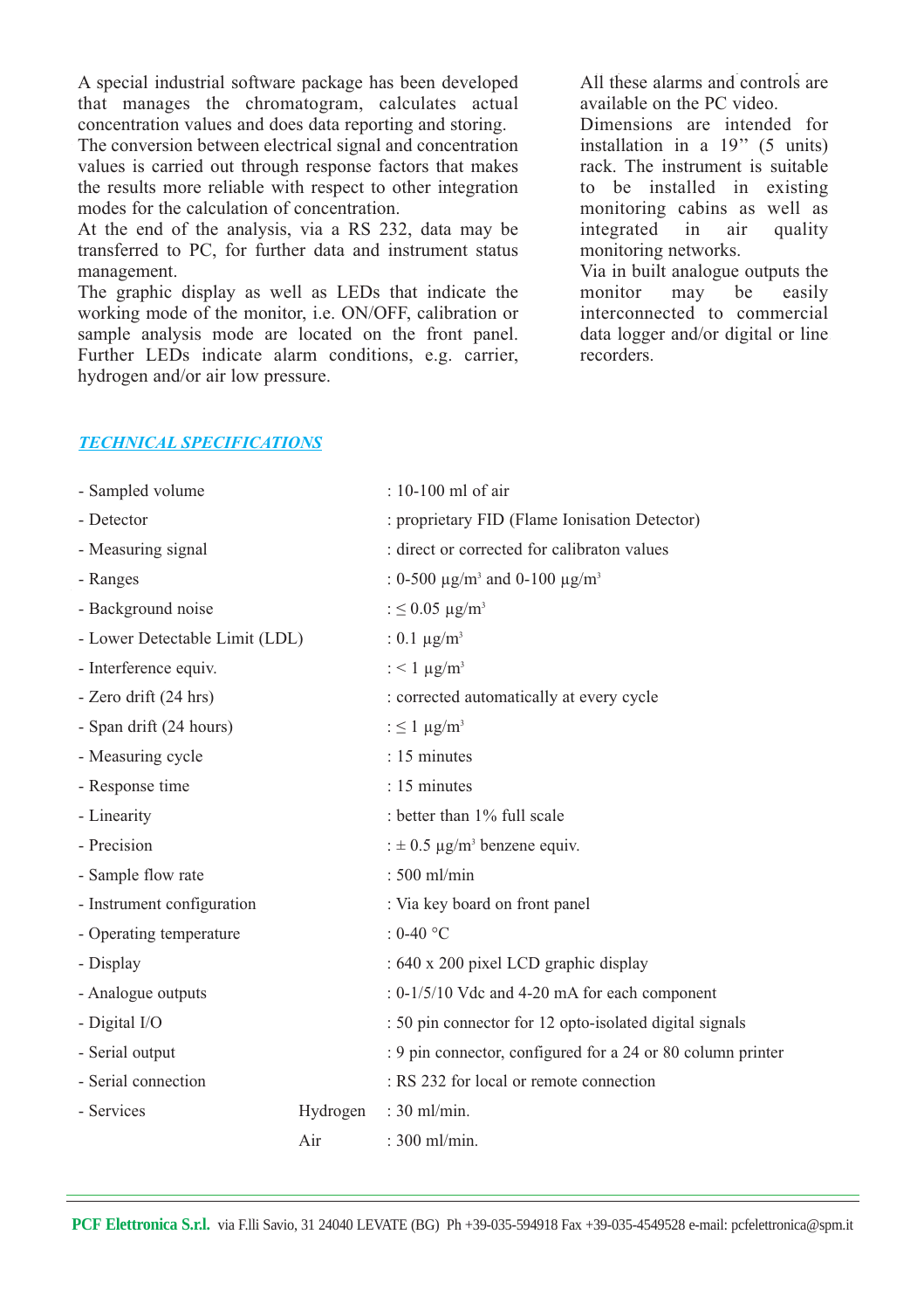A special industrial software package has been developed that manages the chromatogram, calculates actual concentration values and does data reporting and storing.
The conversion between electrical signal and concentration values is carried out through response factors that makes the results more reliable with respect to other integration modes for the calculation of concentration.
At the end of the analysis, via a RS 232, data may be transferred to PC, for further data and instrument status management.
The graphic display as well as LEDs that indicate the working mode of the monitor, i.e. ON/OFF, calibration or sample analysis mode are located on the front panel. Further LEDs indicate alarm conditions, e.g. carrier, hydrogen and/or air low pressure.

All these alarms and controls are available on the PC video.
Dimensions are intended for installation in a 19'' (5 units) rack. The instrument is suitable to be installed in existing monitoring cabins as well as integrated in air quality monitoring networks.
Via in built analogue outputs the monitor may be easily interconnected to commercial data logger and/or digital or line recorders.

## *TECHNICAL SPECIFICATIONS*

| | | |
|---|---|---|
| - Sampled volume | | : 10-100 ml of air |
| - Detector | | : proprietary FID (Flame Ionisation Detector) |
| - Measuring signal | | : direct or corrected for calibraton values |
| - Ranges | | : 0-500 µg/m$^3$ and 0-100 µg/m$^3$ |
| - Background noise | | : ≤ 0.05 µg/m$^3$ |
| - Lower Detectable Limit (LDL) | | : 0.1 µg/m$^3$ |
| - Interference equiv. | | : < 1 µg/m$^3$ |
| - Zero drift (24 hrs) | | : corrected automatically at every cycle |
| - Span drift (24 hours) | | : ≤ 1 µg/m$^3$ |
| - Measuring cycle | | : 15 minutes |
| - Response time | | : 15 minutes |
| - Linearity | | : better than 1% full scale |
| - Precision | | : ± 0.5 µg/m$^3$ benzene equiv. |
| - Sample flow rate | | : 500 ml/min |
| - Instrument configuration | | : Via key board on front panel |
| - Operating temperature | | : 0-40 °C |
| - Display | | : 640 x 200 pixel LCD graphic display |
| - Analogue outputs | | : 0-1/5/10 Vdc and 4-20 mA for each component |
| - Digital I/O | | : 50 pin connector for 12 opto-isolated digital signals |
| - Serial output | | : 9 pin connector, configured for a 24 or 80 column printer |
| - Serial connection | | : RS 232 for local or remote connection |
| - Services | Hydrogen | : 30 ml/min. |
| | Air | : 300 ml/min. |

**PCF Elettronica S.r.l.** via F.lli Savio, 31 24040 LEVATE (BG) Ph +39-035-594918 Fax +39-035-4549528 e-mail: pcfelettronica@spm.it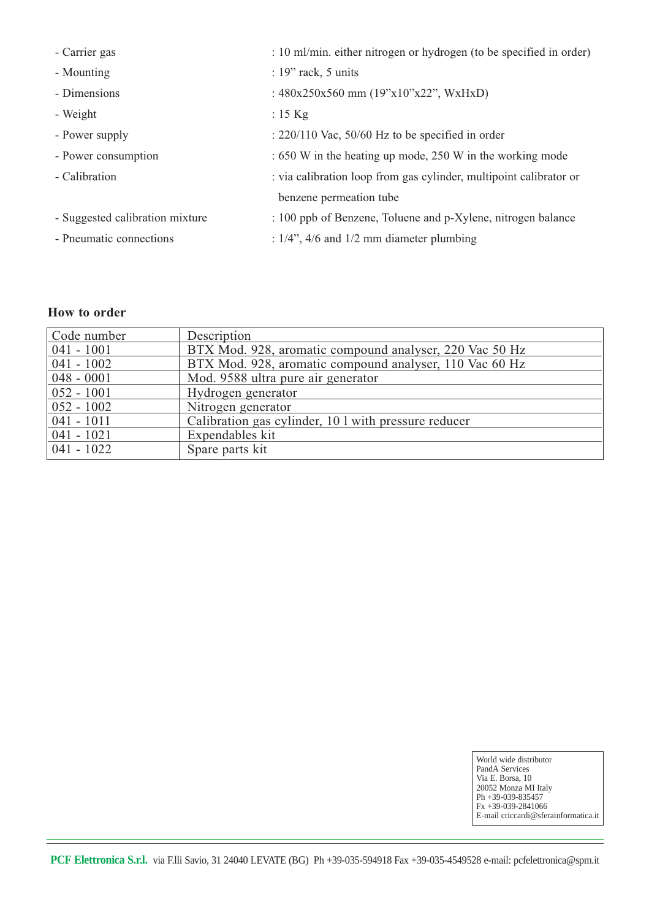- Carrier gas : 10 ml/min. either nitrogen or hydrogen (to be specified in order)
- Mounting : 19” rack, 5 units
- Dimensions : 480x250x560 mm (19”x10”x22”, WxHxD)
- Weight : 15 Kg
- Power supply : 220/110 Vac, 50/60 Hz to be specified in order
- Power consumption : 650 W in the heating up mode, 250 W in the working mode
- Calibration : via calibration loop from gas cylinder, multipoint calibrator or benzene permeation tube
- Suggested calibration mixture : 100 ppb of Benzene, Toluene and p-Xylene, nitrogen balance
- Pneumatic connections : 1/4”, 4/6 and 1/2 mm diameter plumbing

**How to order**

| Code number | Description |
|---|---|
| 041 - 1001 | BTX Mod. 928, aromatic compound analyser, 220 Vac 50 Hz |
| 041 - 1002 | BTX Mod. 928, aromatic compound analyser, 110 Vac 60 Hz |
| 048 - 0001 | Mod. 9588 ultra pure air generator |
| 052 - 1001 | Hydrogen generator |
| 052 - 1002 | Nitrogen generator |
| 041 - 1011 | Calibration gas cylinder, 10 l with pressure reducer |
| 041 - 1021 | Expendables kit |
| 041 - 1022 | Spare parts kit |

World wide distributor
PandA Services
Via E. Borsa, 10
20052 Monza MI Italy
Ph +39-039-835457
Fx +39-039-2841066
E-mail criccardi@sferainformatica.it

**PCF Elettronica S.r.l.** via F.lli Savio, 31 24040 LEVATE (BG) Ph +39-035-594918 Fax +39-035-4549528 e-mail: pcfelettronica@spm.it